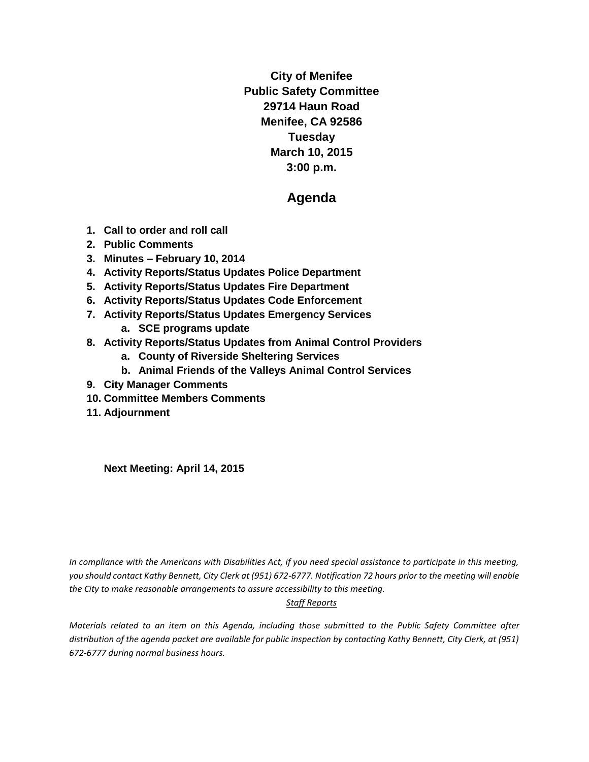**City of Menifee**
**Public Safety Committee**
**29714 Haun Road**
**Menifee, CA 92586**
**Tuesday**
**March 10, 2015**
**3:00 p.m.**

# Agenda

1. **Call to order and roll call**
2. **Public Comments**
3. **Minutes – February 10, 2014**
4. **Activity Reports/Status Updates Police Department**
5. **Activity Reports/Status Updates Fire Department**
6. **Activity Reports/Status Updates Code Enforcement**
7. **Activity Reports/Status Updates Emergency Services**
   a. **SCE programs update**
8. **Activity Reports/Status Updates from Animal Control Providers**
   a. **County of Riverside Sheltering Services**
   b. **Animal Friends of the Valleys Animal Control Services**
9. **City Manager Comments**
10. **Committee Members Comments**
11. **Adjournment**

**Next Meeting: April 14, 2015**

*In compliance with the Americans with Disabilities Act, if you need special assistance to participate in this meeting, you should contact Kathy Bennett, City Clerk at (951) 672-6777. Notification 72 hours prior to the meeting will enable the City to make reasonable arrangements to assure accessibility to this meeting.*

*Staff Reports*

*Materials related to an item on this Agenda, including those submitted to the Public Safety Committee after distribution of the agenda packet are available for public inspection by contacting Kathy Bennett, City Clerk, at (951) 672-6777 during normal business hours.*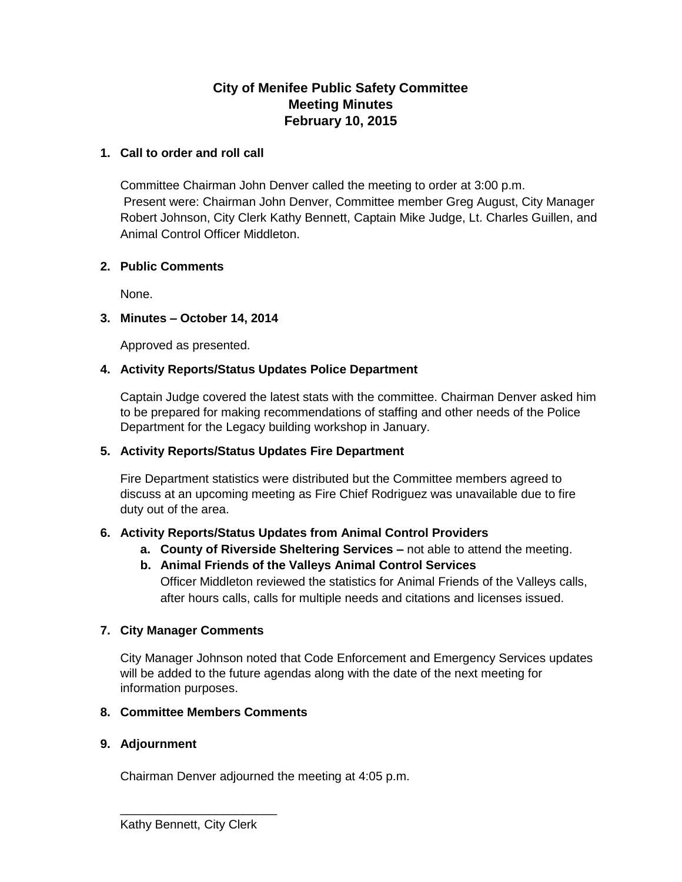# City of Menifee Public Safety Committee
# Meeting Minutes
# February 10, 2015

1. **Call to order and roll call**

   Committee Chairman John Denver called the meeting to order at 3:00 p.m. Present were: Chairman John Denver, Committee member Greg August, City Manager Robert Johnson, City Clerk Kathy Bennett, Captain Mike Judge, Lt. Charles Guillen, and Animal Control Officer Middleton.

2. **Public Comments**

   None.

3. **Minutes – October 14, 2014**

   Approved as presented.

4. **Activity Reports/Status Updates Police Department**

   Captain Judge covered the latest stats with the committee. Chairman Denver asked him to be prepared for making recommendations of staffing and other needs of the Police Department for the Legacy building workshop in January.

5. **Activity Reports/Status Updates Fire Department**

   Fire Department statistics were distributed but the Committee members agreed to discuss at an upcoming meeting as Fire Chief Rodriguez was unavailable due to fire duty out of the area.

6. **Activity Reports/Status Updates from Animal Control Providers**
   a. **County of Riverside Sheltering Services –** not able to attend the meeting.
   b. **Animal Friends of the Valleys Animal Control Services**
      Officer Middleton reviewed the statistics for Animal Friends of the Valleys calls, after hours calls, calls for multiple needs and citations and licenses issued.

7. **City Manager Comments**

   City Manager Johnson noted that Code Enforcement and Emergency Services updates will be added to the future agendas along with the date of the next meeting for information purposes.

8. **Committee Members Comments**

9. **Adjournment**

   Chairman Denver adjourned the meeting at 4:05 p.m.

________________________
Kathy Bennett, City Clerk